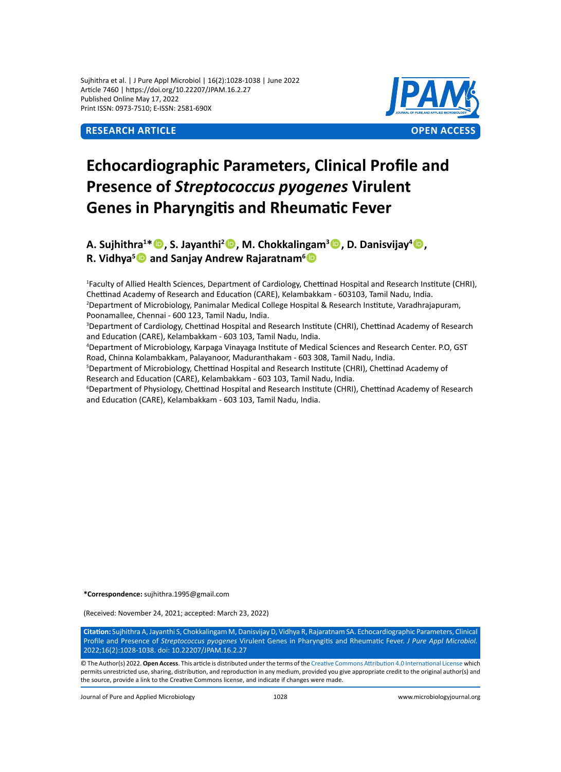Sujhithra et al. | J Pure Appl Microbiol | 16(2):1028-1038 | June 2022
Article 7460 | https://doi.org/10.22207/JPAM.16.2.27
Published Online May 17, 2022
Print ISSN: 0973-7510; E-ISSN: 2581-690X

**RESEARCH ARTICLE** **OPEN ACCESS**

# Echocardiographic Parameters, Clinical Profile and Presence of *Streptococcus pyogenes* Virulent Genes in Pharyngitis and Rheumatic Fever

**A. Sujhithra[1]*, S. Jayanthi[2], M. Chokkalingam[3], D. Danisvijay[4], R. Vidhya[5] and Sanjay Andrew Rajaratnam[6]**

[1]Faculty of Allied Health Sciences, Department of Cardiology, Chettinad Hospital and Research Institute (CHRI), Chettinad Academy of Research and Education (CARE), Kelambakkam - 603103, Tamil Nadu, India.
[2]Department of Microbiology, Panimalar Medical College Hospital & Research Institute, Varadhrajapuram, Poonamallee, Chennai - 600 123, Tamil Nadu, India.
[3]Department of Cardiology, Chettinad Hospital and Research Institute (CHRI), Chettinad Academy of Research and Education (CARE), Kelambakkam - 603 103, Tamil Nadu, India.
[4]Department of Microbiology, Karpaga Vinayaga Institute of Medical Sciences and Research Center. P.O, GST Road, Chinna Kolambakkam, Palayanoor, Maduranthakam - 603 308, Tamil Nadu, India.
[5]Department of Microbiology, Chettinad Hospital and Research Institute (CHRI), Chettinad Academy of Research and Education (CARE), Kelambakkam - 603 103, Tamil Nadu, India.
[6]Department of Physiology, Chettinad Hospital and Research Institute (CHRI), Chettinad Academy of Research and Education (CARE), Kelambakkam - 603 103, Tamil Nadu, India.

***Correspondence:** sujhithra.1995@gmail.com

(Received: November 24, 2021; accepted: March 23, 2022)

**Citation:** Sujhithra A, Jayanthi S, Chokkalingam M, Danisvijay D, Vidhya R, Rajaratnam SA. Echocardiographic Parameters, Clinical Profile and Presence of *Streptococcus pyogenes* Virulent Genes in Pharyngitis and Rheumatic Fever. *J Pure Appl Microbiol.* 2022;16(2):1028-1038. doi: 10.22207/JPAM.16.2.27

© The Author(s) 2022. **Open Access**. This article is distributed under the terms of the Creative Commons Attribution 4.0 International License which permits unrestricted use, sharing, distribution, and reproduction in any medium, provided you give appropriate credit to the original author(s) and the source, provide a link to the Creative Commons license, and indicate if changes were made.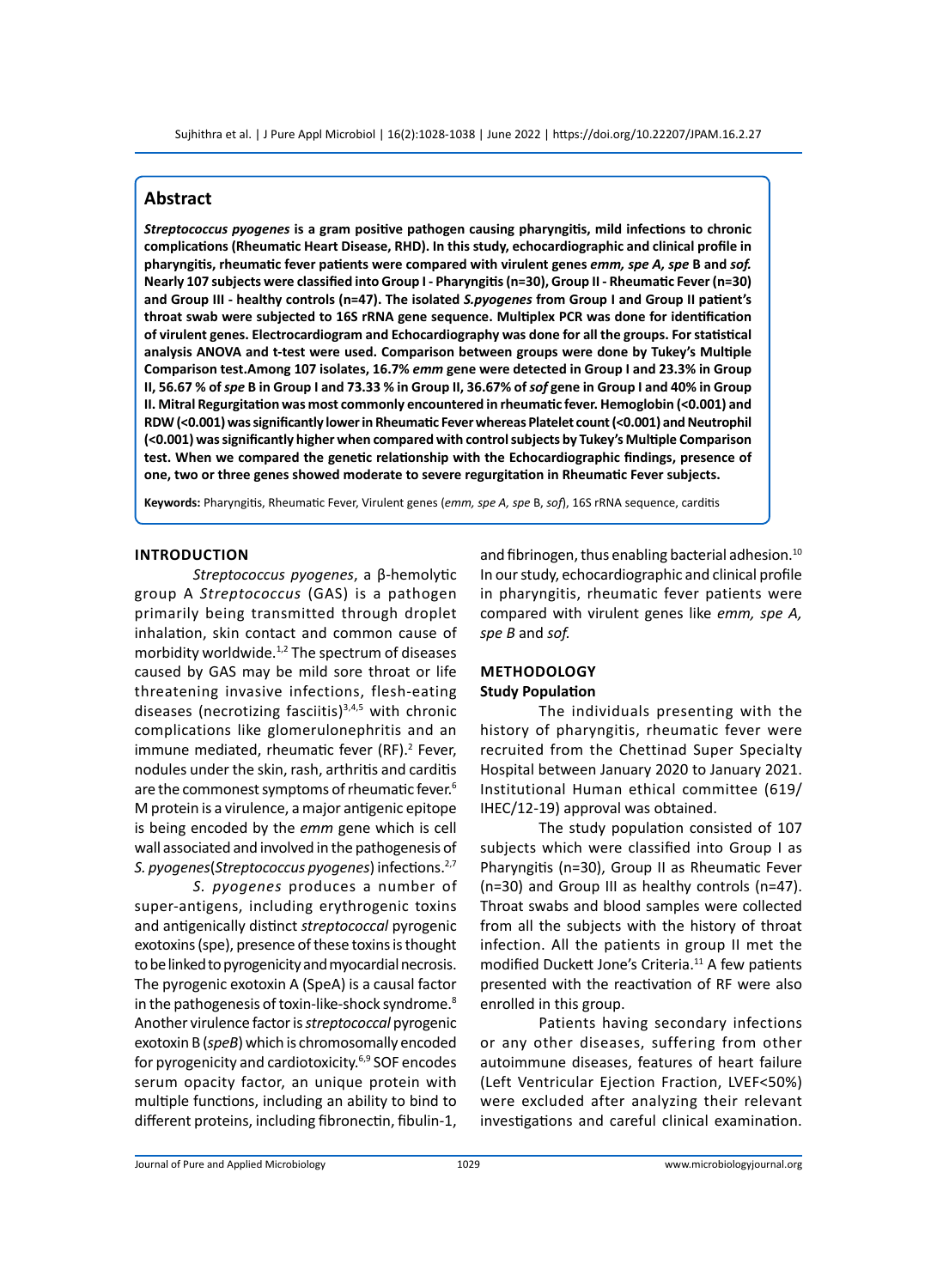## Abstract

***Streptococcus pyogenes*** **is a gram positive pathogen causing pharyngitis, mild infections to chronic complications (Rheumatic Heart Disease, RHD). In this study, echocardiographic and clinical profile in pharyngitis, rheumatic fever patients were compared with virulent genes *emm, spe A, spe* B and *sof.* Nearly 107 subjects were classified into Group I - Pharyngitis (n=30), Group II - Rheumatic Fever (n=30) and Group III - healthy controls (n=47). The isolated *S.pyogenes* from Group I and Group II patient's throat swab were subjected to 16S rRNA gene sequence. Multiplex PCR was done for identification of virulent genes. Electrocardiogram and Echocardiography was done for all the groups. For statistical analysis ANOVA and t-test were used. Comparison between groups were done by Tukey's Multiple Comparison test.Among 107 isolates, 16.7% *emm* gene were detected in Group I and 23.3% in Group II, 56.67 % of *spe* B in Group I and 73.33 % in Group II, 36.67% of *sof* gene in Group I and 40% in Group II. Mitral Regurgitation was most commonly encountered in rheumatic fever. Hemoglobin (<0.001) and RDW (<0.001) was significantly lower in Rheumatic Fever whereas Platelet count (<0.001) and Neutrophil (<0.001) was significantly higher when compared with control subjects by Tukey's Multiple Comparison test. When we compared the genetic relationship with the Echocardiographic findings, presence of one, two or three genes showed moderate to severe regurgitation in Rheumatic Fever subjects.**

**Keywords:** Pharyngitis, Rheumatic Fever, Virulent genes (*emm, spe A, spe* B, *sof*), 16S rRNA sequence, carditis

## INTRODUCTION

*Streptococcus pyogenes*, a β-hemolytic group A *Streptococcus* (GAS) is a pathogen primarily being transmitted through droplet inhalation, skin contact and common cause of morbidity worldwide.[1,2] The spectrum of diseases caused by GAS may be mild sore throat or life threatening invasive infections, flesh-eating diseases (necrotizing fasciitis)[3,4,5] with chronic complications like glomerulonephritis and an immune mediated, rheumatic fever (RF).[2] Fever, nodules under the skin, rash, arthritis and carditis are the commonest symptoms of rheumatic fever.[6] M protein is a virulence, a major antigenic epitope is being encoded by the *emm* gene which is cell wall associated and involved in the pathogenesis of *S. pyogenes*(*Streptococcus pyogenes*) infections.[2,7]

*S. pyogenes* produces a number of super-antigens, including erythrogenic toxins and antigenically distinct *streptococcal* pyrogenic exotoxins (spe), presence of these toxins is thought to be linked to pyrogenicity and myocardial necrosis. The pyrogenic exotoxin A (SpeA) is a causal factor in the pathogenesis of toxin-like-shock syndrome.[8] Another virulence factor is *streptococcal* pyrogenic exotoxin B (*speB*) which is chromosomally encoded for pyrogenicity and cardiotoxicity.[6,9] SOF encodes serum opacity factor, an unique protein with multiple functions, including an ability to bind to different proteins, including fibronectin, fibulin-1, and fibrinogen, thus enabling bacterial adhesion.[10] In our study, echocardiographic and clinical profile in pharyngitis, rheumatic fever patients were compared with virulent genes like *emm, spe A, spe B* and *sof.*

## METHODOLOGY

### Study Population

The individuals presenting with the history of pharyngitis, rheumatic fever were recruited from the Chettinad Super Specialty Hospital between January 2020 to January 2021. Institutional Human ethical committee (619/IHEC/12-19) approval was obtained.

The study population consisted of 107 subjects which were classified into Group I as Pharyngitis (n=30), Group II as Rheumatic Fever (n=30) and Group III as healthy controls (n=47). Throat swabs and blood samples were collected from all the subjects with the history of throat infection. All the patients in group II met the modified Duckett Jone's Criteria.[11] A few patients presented with the reactivation of RF were also enrolled in this group.

Patients having secondary infections or any other diseases, suffering from other autoimmune diseases, features of heart failure (Left Ventricular Ejection Fraction, LVEF<50%) were excluded after analyzing their relevant investigations and careful clinical examination.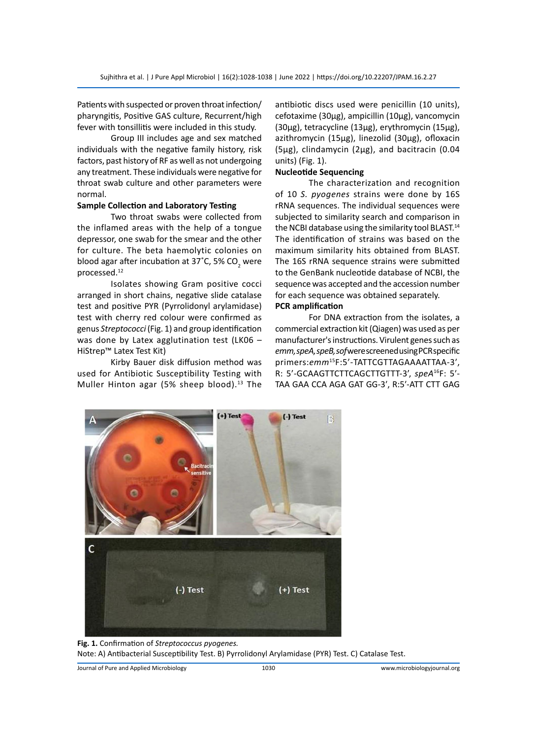Patients with suspected or proven throat infection/ pharyngitis, Positive GAS culture, Recurrent/high fever with tonsillitis were included in this study.

Group III includes age and sex matched individuals with the negative family history, risk factors, past history of RF as well as not undergoing any treatment. These individuals were negative for throat swab culture and other parameters were normal.

**Sample Collection and Laboratory Testing**

Two throat swabs were collected from the inflamed areas with the help of a tongue depressor, one swab for the smear and the other for culture. The beta haemolytic colonies on blood agar after incubation at 37˚C, 5% $CO_2$ were processed.[12]

Isolates showing Gram positive cocci arranged in short chains, negative slide catalase test and positive PYR (Pyrrolidonyl arylamidase) test with cherry red colour were confirmed as genus *Streptococci* (Fig. 1) and group identification was done by Latex agglutination test (LK06 – HiStrep™ Latex Test Kit)

Kirby Bauer disk diffusion method was used for Antibiotic Susceptibility Testing with Muller Hinton agar (5% sheep blood).[13] The antibiotic discs used were penicillin (10 units), cefotaxime (30µg), ampicillin (10µg), vancomycin (30µg), tetracycline (13µg), erythromycin (15µg), azithromycin (15µg), linezolid (30µg), ofloxacin (5µg), clindamycin (2µg), and bacitracin (0.04 units) (Fig. 1).

**Nucleotide Sequencing**

The characterization and recognition of 10 *S. pyogenes* strains were done by 16S rRNA sequences. The individual sequences were subjected to similarity search and comparison in the NCBI database using the similarity tool BLAST.[14] The identification of strains was based on the maximum similarity hits obtained from BLAST. The 16S rRNA sequence strains were submitted to the GenBank nucleotide database of NCBI, the sequence was accepted and the accession number for each sequence was obtained separately.

**PCR amplification**

For DNA extraction from the isolates, a commercial extraction kit (Qiagen) was used as per manufacturer's instructions. Virulent genes such as *emm, speA, speB, sof* were screened using PCR specific primers: *emm*[15]F:5'-TATTCGTTAGAAAATTAA-3', R: 5'-GCAAGTTCTTCAGCTTGTTT-3', *speA*[16]F: 5'-TAA GAA CCA AGA GAT GG-3', R:5'-ATT CTT GAG

**Fig. 1.** Confirmation of *Streptococcus pyogenes.*
Note: A) Antibacterial Susceptibility Test. B) Pyrrolidonyl Arylamidase (PYR) Test. C) Catalase Test.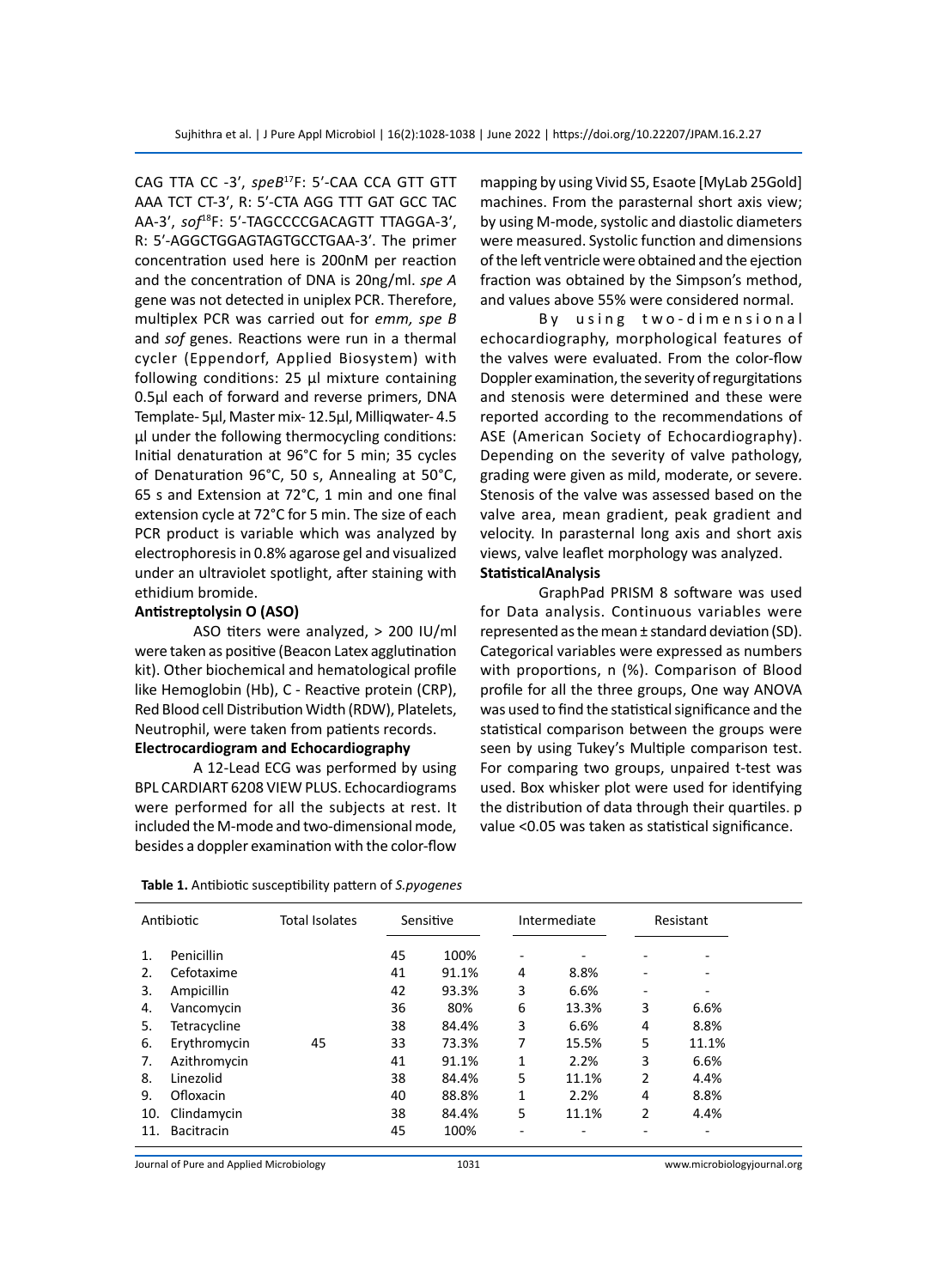CAG TTA CC -3', *speB*[17]F: 5'-CAA CCA GTT GTT AAA TCT CT-3', R: 5'-CTA AGG TTT GAT GCC TAC AA-3', *sof*[18]F: 5'-TAGCCCCGACAGTT TTAGGA-3', R: 5'-AGGCTGGAGTAGTGCCTGAA-3'. The primer concentration used here is 200nM per reaction and the concentration of DNA is 20ng/ml. *spe A* gene was not detected in uniplex PCR. Therefore, multiplex PCR was carried out for *emm, spe B* and *sof* genes. Reactions were run in a thermal cycler (Eppendorf, Applied Biosystem) with following conditions: 25 µl mixture containing 0.5µl each of forward and reverse primers, DNA Template- 5µl, Master mix- 12.5µl, Milliqwater- 4.5 µl under the following thermocycling conditions: Initial denaturation at 96°C for 5 min; 35 cycles of Denaturation 96°C, 50 s, Annealing at 50°C, 65 s and Extension at 72°C, 1 min and one final extension cycle at 72°C for 5 min. The size of each PCR product is variable which was analyzed by electrophoresis in 0.8% agarose gel and visualized under an ultraviolet spotlight, after staining with ethidium bromide.

**Antistreptolysin O (ASO)**

ASO titers were analyzed, > 200 IU/ml were taken as positive (Beacon Latex agglutination kit). Other biochemical and hematological profile like Hemoglobin (Hb), C - Reactive protein (CRP), Red Blood cell Distribution Width (RDW), Platelets, Neutrophil, were taken from patients records.

**Electrocardiogram and Echocardiography**

A 12-Lead ECG was performed by using BPL CARDIART 6208 VIEW PLUS. Echocardiograms were performed for all the subjects at rest. It included the M-mode and two-dimensional mode, besides a doppler examination with the color-flow mapping by using Vivid S5, Esaote [MyLab 25Gold] machines. From the parasternal short axis view; by using M-mode, systolic and diastolic diameters were measured. Systolic function and dimensions of the left ventricle were obtained and the ejection fraction was obtained by the Simpson's method, and values above 55% were considered normal.

By using two-dimensional echocardiography, morphological features of the valves were evaluated. From the color-flow Doppler examination, the severity of regurgitations and stenosis were determined and these were reported according to the recommendations of ASE (American Society of Echocardiography). Depending on the severity of valve pathology, grading were given as mild, moderate, or severe. Stenosis of the valve was assessed based on the valve area, mean gradient, peak gradient and velocity. In parasternal long axis and short axis views, valve leaflet morphology was analyzed.

**StatisticalAnalysis**

GraphPad PRISM 8 software was used for Data analysis. Continuous variables were represented as the mean ± standard deviation (SD). Categorical variables were expressed as numbers with proportions, n (%). Comparison of Blood profile for all the three groups, One way ANOVA was used to find the statistical significance and the statistical comparison between the groups were seen by using Tukey's Multiple comparison test. For comparing two groups, unpaired t-test was used. Box whisker plot were used for identifying the distribution of data through their quartiles. p value <0.05 was taken as statistical significance.

**Table 1.** Antibiotic susceptibility pattern of *S.pyogenes*

| | Antibiotic | Total Isolates | Sensitive | | Intermediate | | Resistant | |
|---|---|---|---|---|---|---|---|---|
| 1. | Penicillin | | 45 | 100% | - | - | - | - |
| 2. | Cefotaxime | | 41 | 91.1% | 4 | 8.8% | - | - |
| 3. | Ampicillin | | 42 | 93.3% | 3 | 6.6% | - | - |
| 4. | Vancomycin | | 36 | 80% | 6 | 13.3% | 3 | 6.6% |
| 5. | Tetracycline | | 38 | 84.4% | 3 | 6.6% | 4 | 8.8% |
| 6. | Erythromycin | 45 | 33 | 73.3% | 7 | 15.5% | 5 | 11.1% |
| 7. | Azithromycin | | 41 | 91.1% | 1 | 2.2% | 3 | 6.6% |
| 8. | Linezolid | | 38 | 84.4% | 5 | 11.1% | 2 | 4.4% |
| 9. | Ofloxacin | | 40 | 88.8% | 1 | 2.2% | 4 | 8.8% |
| 10. | Clindamycin | | 38 | 84.4% | 5 | 11.1% | 2 | 4.4% |
| 11. | Bacitracin | | 45 | 100% | - | - | - | - |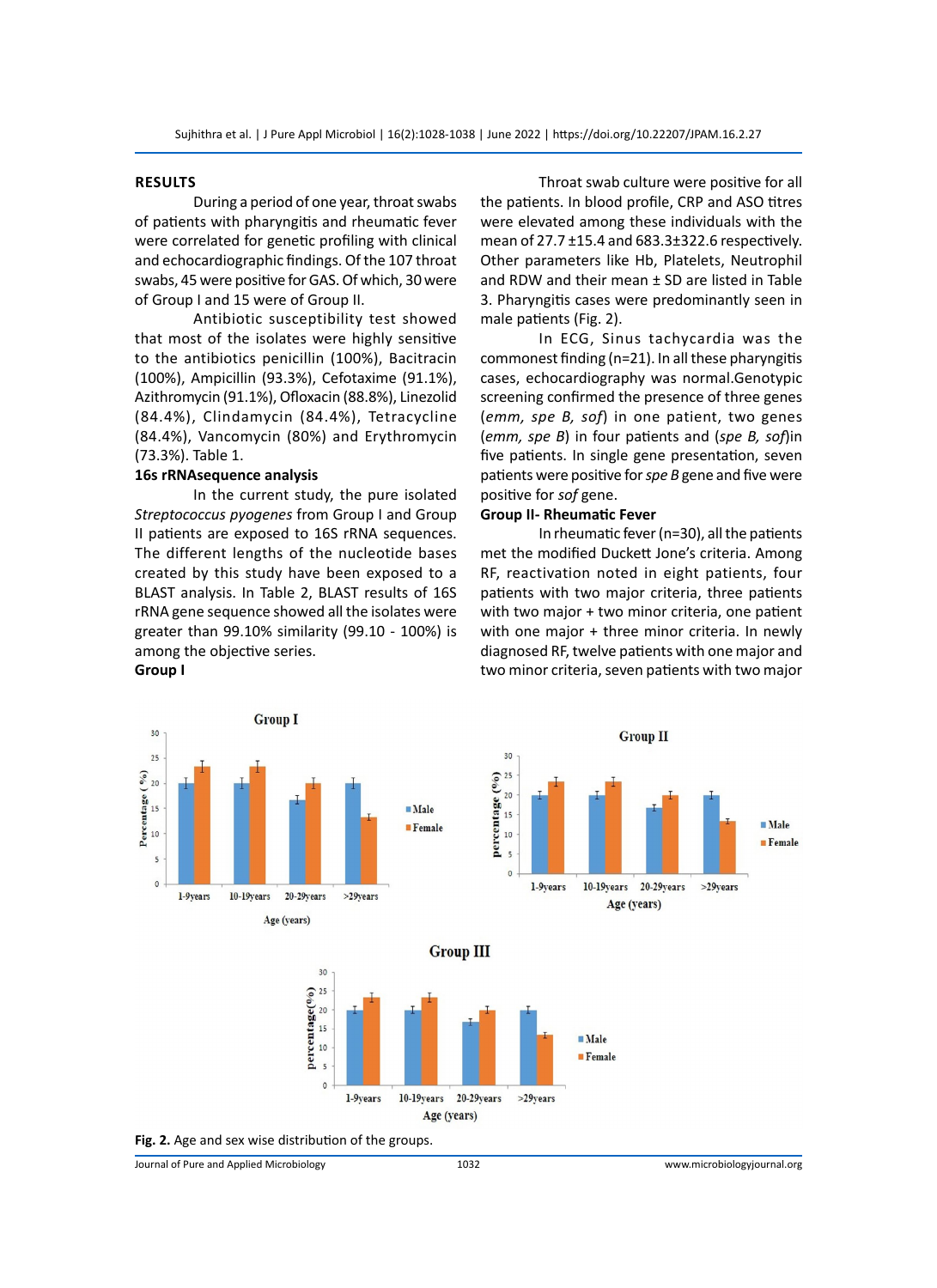## RESULTS

During a period of one year, throat swabs of patients with pharyngitis and rheumatic fever were correlated for genetic profiling with clinical and echocardiographic findings. Of the 107 throat swabs, 45 were positive for GAS. Of which, 30 were of Group I and 15 were of Group II.

Antibiotic susceptibility test showed that most of the isolates were highly sensitive to the antibiotics penicillin (100%), Bacitracin (100%), Ampicillin (93.3%), Cefotaxime (91.1%), Azithromycin (91.1%), Ofloxacin (88.8%), Linezolid (84.4%), Clindamycin (84.4%), Tetracycline (84.4%), Vancomycin (80%) and Erythromycin (73.3%). Table 1.

### 16s rRNAsequence analysis

In the current study, the pure isolated *Streptococcus pyogenes* from Group I and Group II patients are exposed to 16S rRNA sequences. The different lengths of the nucleotide bases created by this study have been exposed to a BLAST analysis. In Table 2, BLAST results of 16S rRNA gene sequence showed all the isolates were greater than 99.10% similarity (99.10 - 100%) is among the objective series.

### Group I

Throat swab culture were positive for all the patients. In blood profile, CRP and ASO titres were elevated among these individuals with the mean of 27.7 ±15.4 and 683.3±322.6 respectively. Other parameters like Hb, Platelets, Neutrophil and RDW and their mean ± SD are listed in Table 3. Pharyngitis cases were predominantly seen in male patients (Fig. 2).

In ECG, Sinus tachycardia was the commonest finding (n=21). In all these pharyngitis cases, echocardiography was normal.Genotypic screening confirmed the presence of three genes (*emm, spe B, sof*) in one patient, two genes (*emm, spe B*) in four patients and (*spe B, sof*)in five patients. In single gene presentation, seven patients were positive for *spe B* gene and five were positive for *sof* gene.

### Group II- Rheumatic Fever

In rheumatic fever (n=30), all the patients met the modified Duckett Jone's criteria. Among RF, reactivation noted in eight patients, four patients with two major criteria, three patients with two major + two minor criteria, one patient with one major + three minor criteria. In newly diagnosed RF, twelve patients with one major and two minor criteria, seven patients with two major

**Fig. 2.** Age and sex wise distribution of the groups.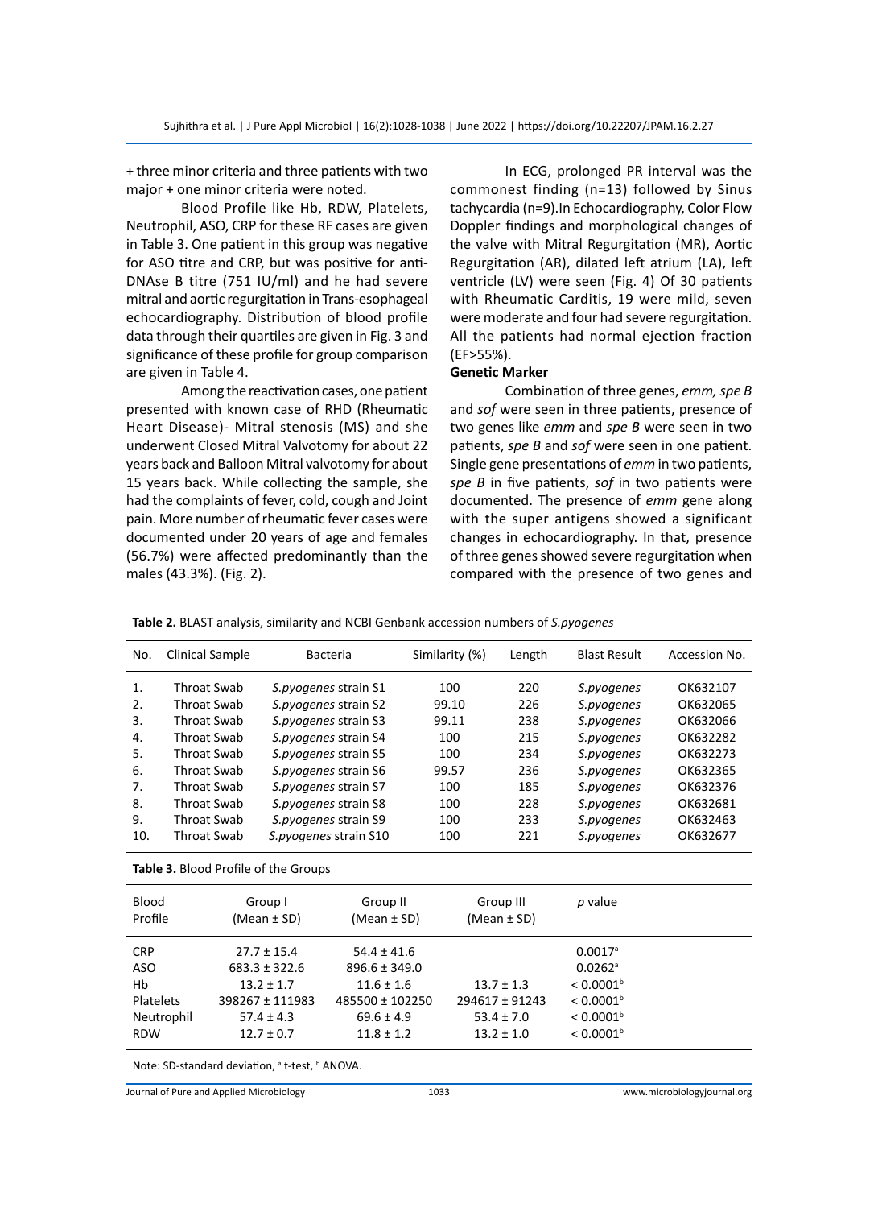+ three minor criteria and three patients with two major + one minor criteria were noted.

Blood Profile like Hb, RDW, Platelets, Neutrophil, ASO, CRP for these RF cases are given in Table 3. One patient in this group was negative for ASO titre and CRP, but was positive for anti-DNAse B titre (751 IU/ml) and he had severe mitral and aortic regurgitation in Trans-esophageal echocardiography. Distribution of blood profile data through their quartiles are given in Fig. 3 and significance of these profile for group comparison are given in Table 4.

Among the reactivation cases, one patient presented with known case of RHD (Rheumatic Heart Disease)- Mitral stenosis (MS) and she underwent Closed Mitral Valvotomy for about 22 years back and Balloon Mitral valvotomy for about 15 years back. While collecting the sample, she had the complaints of fever, cold, cough and Joint pain. More number of rheumatic fever cases were documented under 20 years of age and females (56.7%) were affected predominantly than the males (43.3%). (Fig. 2).

In ECG, prolonged PR interval was the commonest finding (n=13) followed by Sinus tachycardia (n=9).In Echocardiography, Color Flow Doppler findings and morphological changes of the valve with Mitral Regurgitation (MR), Aortic Regurgitation (AR), dilated left atrium (LA), left ventricle (LV) were seen (Fig. 4) Of 30 patients with Rheumatic Carditis, 19 were mild, seven were moderate and four had severe regurgitation. All the patients had normal ejection fraction (EF>55%).

### Genetic Marker

Combination of three genes, *emm, spe B* and *sof* were seen in three patients, presence of two genes like *emm* and *spe B* were seen in two patients, *spe B* and *sof* were seen in one patient. Single gene presentations of *emm* in two patients, *spe B* in five patients, *sof* in two patients were documented. The presence of *emm* gene along with the super antigens showed a significant changes in echocardiography. In that, presence of three genes showed severe regurgitation when compared with the presence of two genes and

**Table 2.** BLAST analysis, similarity and NCBI Genbank accession numbers of *S.pyogenes*

| No. | Clinical Sample | Bacteria | Similarity (%) | Length | Blast Result | Accession No. |
|---|---|---|---|---|---|---|
| 1. | Throat Swab | *S.pyogenes* strain S1 | 100 | 220 | *S.pyogenes* | OK632107 |
| 2. | Throat Swab | *S.pyogenes* strain S2 | 99.10 | 226 | *S.pyogenes* | OK632065 |
| 3. | Throat Swab | *S.pyogenes* strain S3 | 99.11 | 238 | *S.pyogenes* | OK632066 |
| 4. | Throat Swab | *S.pyogenes* strain S4 | 100 | 215 | *S.pyogenes* | OK632282 |
| 5. | Throat Swab | *S.pyogenes* strain S5 | 100 | 234 | *S.pyogenes* | OK632273 |
| 6. | Throat Swab | *S.pyogenes* strain S6 | 99.57 | 236 | *S.pyogenes* | OK632365 |
| 7. | Throat Swab | *S.pyogenes* strain S7 | 100 | 185 | *S.pyogenes* | OK632376 |
| 8. | Throat Swab | *S.pyogenes* strain S8 | 100 | 228 | *S.pyogenes* | OK632681 |
| 9. | Throat Swab | *S.pyogenes* strain S9 | 100 | 233 | *S.pyogenes* | OK632463 |
| 10. | Throat Swab | *S.pyogenes* strain S10 | 100 | 221 | *S.pyogenes* | OK632677 |

**Table 3.** Blood Profile of the Groups

| Blood Profile | Group I (Mean ± SD) | Group II (Mean ± SD) | Group III (Mean ± SD) | *p* value |
|---|---|---|---|---|
| CRP | 27.7 ± 15.4 | 54.4 ± 41.6 | | 0.0017[a] |
| ASO | 683.3 ± 322.6 | 896.6 ± 349.0 | | 0.0262[a] |
| Hb | 13.2 ± 1.7 | 11.6 ± 1.6 | 13.7 ± 1.3 | < 0.0001[b] |
| Platelets | 398267 ± 111983 | 485500 ± 102250 | 294617 ± 91243 | < 0.0001[b] |
| Neutrophil | 57.4 ± 4.3 | 69.6 ± 4.9 | 53.4 ± 7.0 | < 0.0001[b] |
| RDW | 12.7 ± 0.7 | 11.8 ± 1.2 | 13.2 ± 1.0 | < 0.0001[b] |

Note: SD-standard deviation, [a] t-test, [b] ANOVA.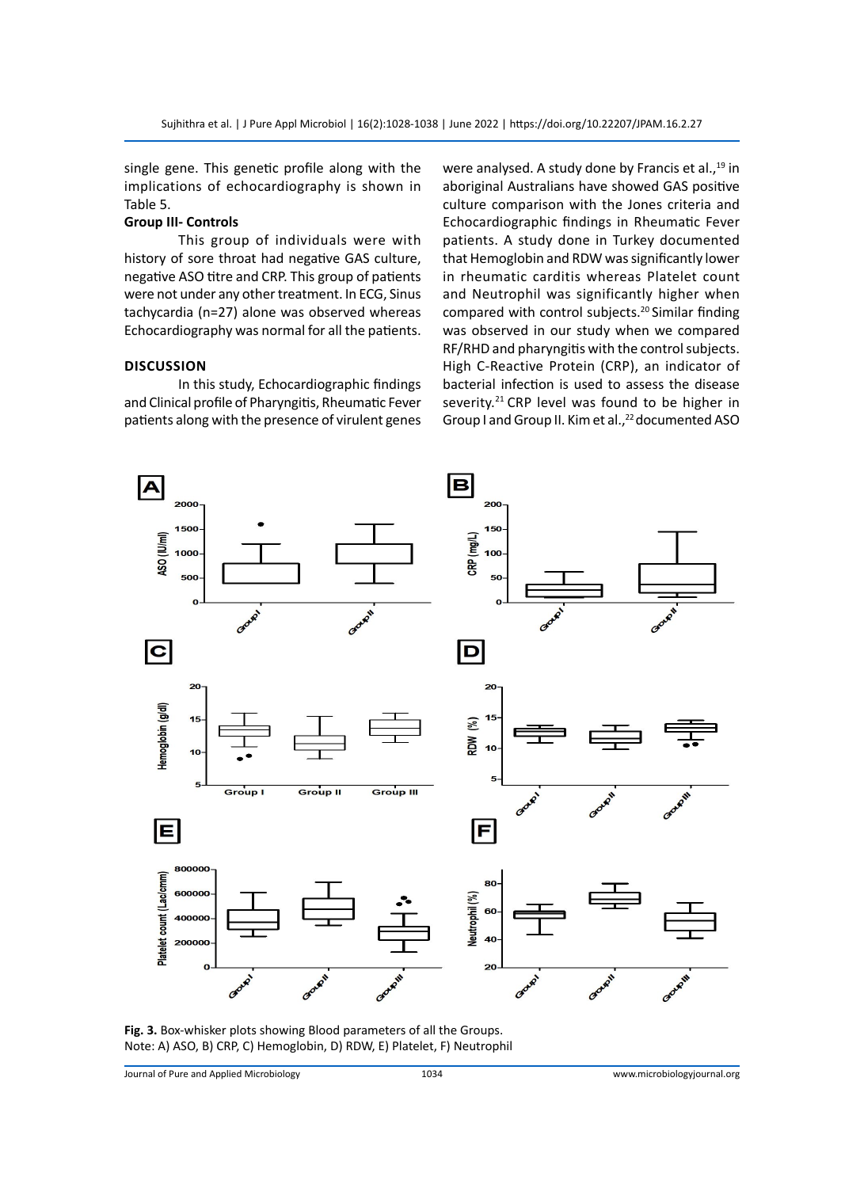single gene. This genetic profile along with the implications of echocardiography is shown in Table 5.

**Group III- Controls**

This group of individuals were with history of sore throat had negative GAS culture, negative ASO titre and CRP. This group of patients were not under any other treatment. In ECG, Sinus tachycardia (n=27) alone was observed whereas Echocardiography was normal for all the patients.

## DISCUSSION

In this study, Echocardiographic findings and Clinical profile of Pharyngitis, Rheumatic Fever patients along with the presence of virulent genes were analysed. A study done by Francis et al.,[19] in aboriginal Australians have showed GAS positive culture comparison with the Jones criteria and Echocardiographic findings in Rheumatic Fever patients. A study done in Turkey documented that Hemoglobin and RDW was significantly lower in rheumatic carditis whereas Platelet count and Neutrophil was significantly higher when compared with control subjects.[20] Similar finding was observed in our study when we compared RF/RHD and pharyngitis with the control subjects. High C-Reactive Protein (CRP), an indicator of bacterial infection is used to assess the disease severity.[21] CRP level was found to be higher in Group I and Group II. Kim et al.,[22] documented ASO

**Fig. 3.** Box-whisker plots showing Blood parameters of all the Groups.
Note: A) ASO, B) CRP, C) Hemoglobin, D) RDW, E) Platelet, F) Neutrophil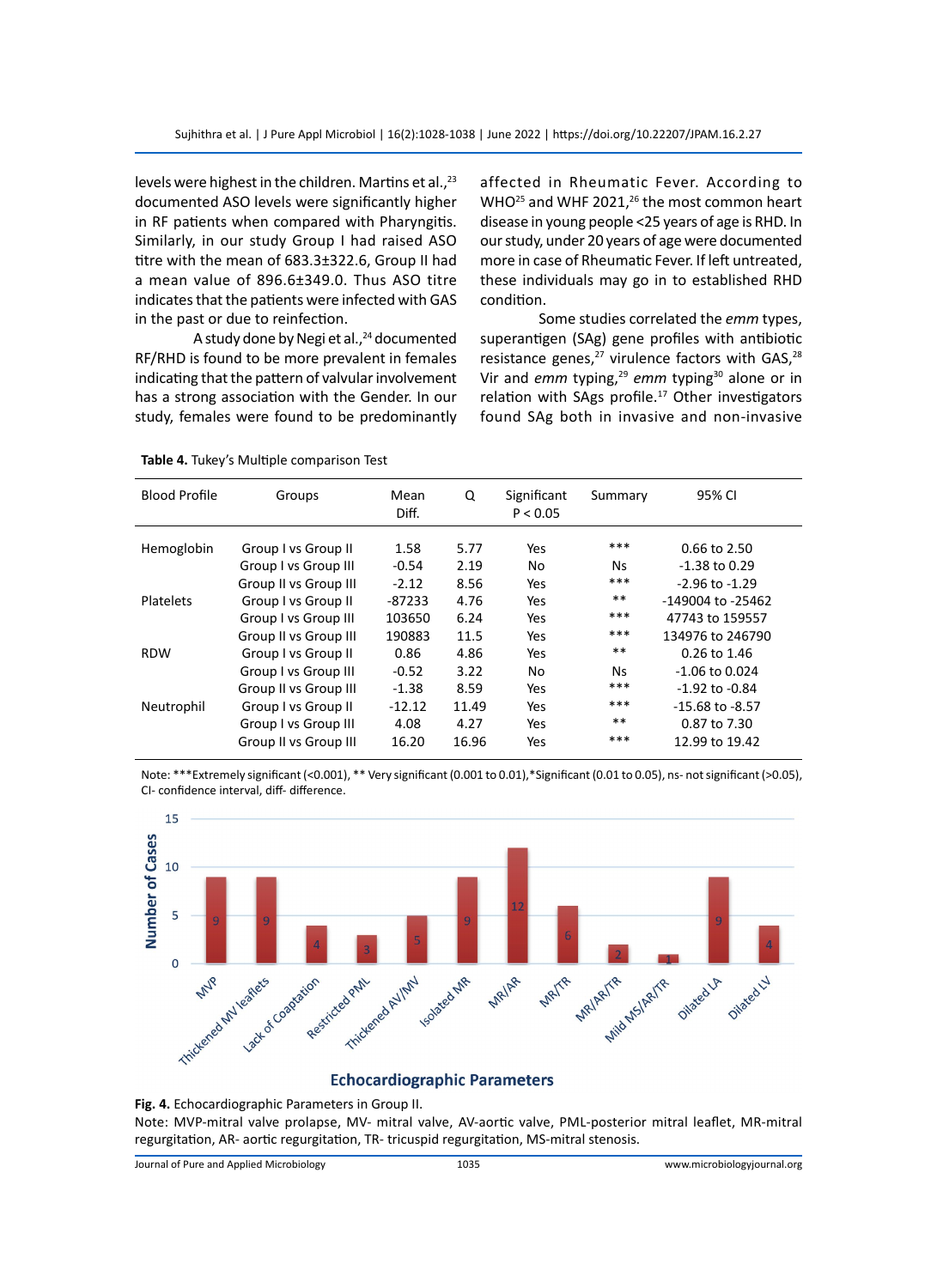levels were highest in the children. Martins et al.,[23] documented ASO levels were significantly higher in RF patients when compared with Pharyngitis. Similarly, in our study Group I had raised ASO titre with the mean of 683.3±322.6, Group II had a mean value of 896.6±349.0. Thus ASO titre indicates that the patients were infected with GAS in the past or due to reinfection.

A study done by Negi et al.,[24] documented RF/RHD is found to be more prevalent in females indicating that the pattern of valvular involvement has a strong association with the Gender. In our study, females were found to be predominantly affected in Rheumatic Fever. According to WHO[25] and WHF 2021,[26] the most common heart disease in young people <25 years of age is RHD. In our study, under 20 years of age were documented more in case of Rheumatic Fever. If left untreated, these individuals may go in to established RHD condition.

Some studies correlated the *emm* types, superantigen (SAg) gene profiles with antibiotic resistance genes,[27] virulence factors with GAS,[28] Vir and *emm* typing,[29] *emm* typing[30] alone or in relation with SAgs profile.[17] Other investigators found SAg both in invasive and non-invasive

**Table 4.** Tukey's Multiple comparison Test

| Blood Profile | Groups | Mean Diff. | Q | Significant P < 0.05 | Summary | 95% CI |
|---|---|---|---|---|---|---|
| Hemoglobin | Group I vs Group II | 1.58 | 5.77 | Yes | *** | 0.66 to 2.50 |
| | Group I vs Group III | -0.54 | 2.19 | No | Ns | -1.38 to 0.29 |
| | Group II vs Group III | -2.12 | 8.56 | Yes | *** | -2.96 to -1.29 |
| Platelets | Group I vs Group II | -87233 | 4.76 | Yes | ** | -149004 to -25462 |
| | Group I vs Group III | 103650 | 6.24 | Yes | *** | 47743 to 159557 |
| | Group II vs Group III | 190883 | 11.5 | Yes | *** | 134976 to 246790 |
| RDW | Group I vs Group II | 0.86 | 4.86 | Yes | ** | 0.26 to 1.46 |
| | Group I vs Group III | -0.52 | 3.22 | No | Ns | -1.06 to 0.024 |
| | Group II vs Group III | -1.38 | 8.59 | Yes | *** | -1.92 to -0.84 |
| Neutrophil | Group I vs Group II | -12.12 | 11.49 | Yes | *** | -15.68 to -8.57 |
| | Group I vs Group III | 4.08 | 4.27 | Yes | ** | 0.87 to 7.30 |
| | Group II vs Group III | 16.20 | 16.96 | Yes | *** | 12.99 to 19.42 |

Note: ***Extremely significant (<0.001), ** Very significant (0.001 to 0.01),*Significant (0.01 to 0.05), ns- not significant (>0.05), CI- confidence interval, diff- difference.

**Fig. 4.** Echocardiographic Parameters in Group II.
Note: MVP-mitral valve prolapse, MV- mitral valve, AV-aortic valve, PML-posterior mitral leaflet, MR-mitral regurgitation, AR- aortic regurgitation, TR- tricuspid regurgitation, MS-mitral stenosis.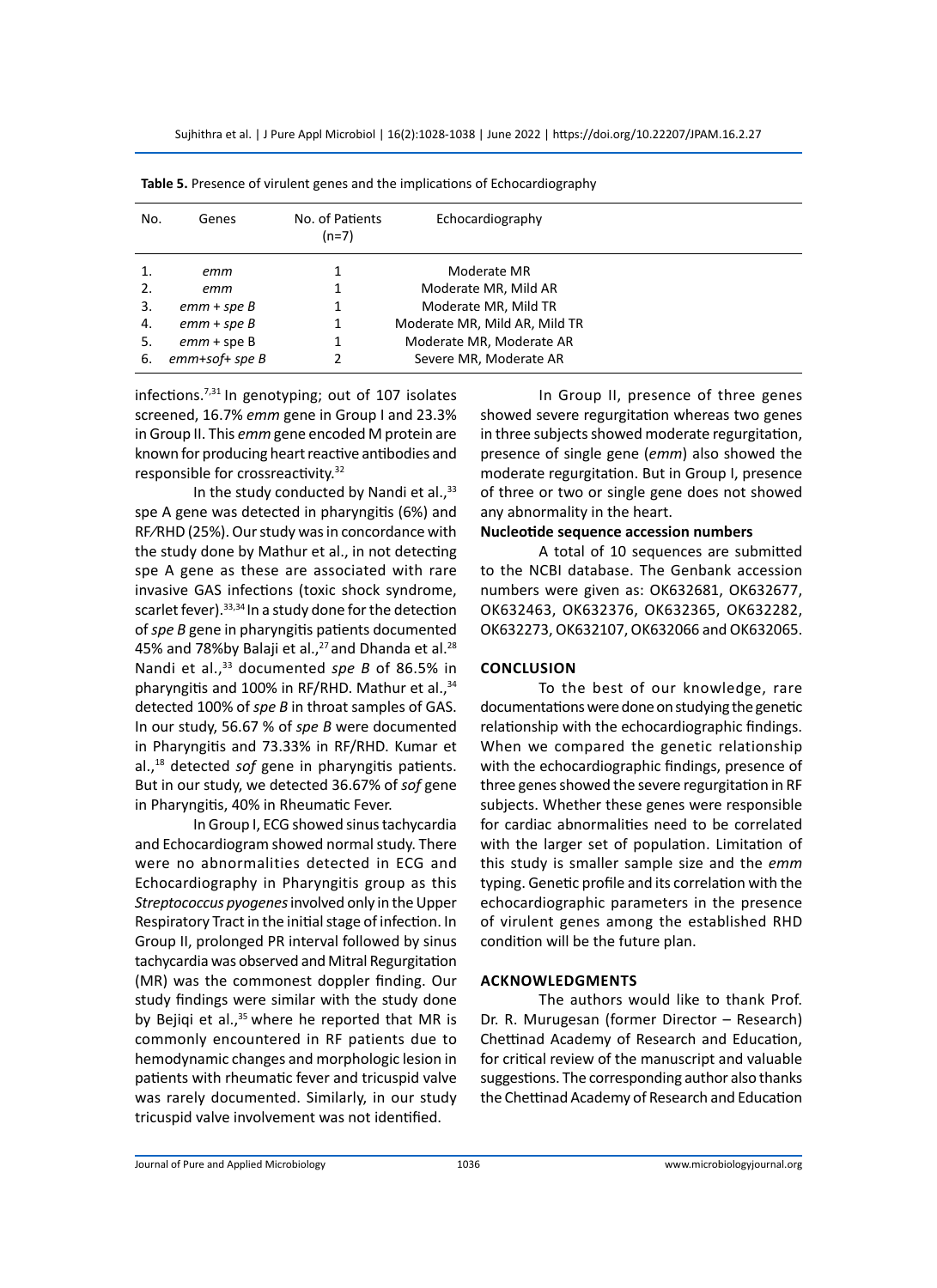**Table 5.** Presence of virulent genes and the implications of Echocardiography

| No. | Genes | No. of Patients (n=7) | Echocardiography |
|---|---|---|---|
| 1. | *emm* | 1 | Moderate MR |
| 2. | *emm* | 1 | Moderate MR, Mild AR |
| 3. | *emm + spe B* | 1 | Moderate MR, Mild TR |
| 4. | *emm + spe B* | 1 | Moderate MR, Mild AR, Mild TR |
| 5. | *emm* + spe B | 1 | Moderate MR, Moderate AR |
| 6. | *emm+sof+ spe B* | 2 | Severe MR, Moderate AR |

infections.[7,31] In genotyping; out of 107 isolates screened, 16.7% *emm* gene in Group I and 23.3% in Group II. This *emm* gene encoded M protein are known for producing heart reactive antibodies and responsible for crossreactivity.[32]

In the study conducted by Nandi et al.,[33] spe A gene was detected in pharyngitis (6%) and RF/RHD (25%). Our study was in concordance with the study done by Mathur et al., in not detecting spe A gene as these are associated with rare invasive GAS infections (toxic shock syndrome, scarlet fever).[33,34] In a study done for the detection of *spe B* gene in pharyngitis patients documented 45% and 78%by Balaji et al.,[27] and Dhanda et al.[28] Nandi et al.,[33] documented *spe B* of 86.5% in pharyngitis and 100% in RF/RHD. Mathur et al.,[34] detected 100% of *spe B* in throat samples of GAS. In our study, 56.67 % of *spe B* were documented in Pharyngitis and 73.33% in RF/RHD. Kumar et al.,[18] detected *sof* gene in pharyngitis patients. But in our study, we detected 36.67% of *sof* gene in Pharyngitis, 40% in Rheumatic Fever.

In Group I, ECG showed sinus tachycardia and Echocardiogram showed normal study. There were no abnormalities detected in ECG and Echocardiography in Pharyngitis group as this *Streptococcus pyogenes* involved only in the Upper Respiratory Tract in the initial stage of infection. In Group II, prolonged PR interval followed by sinus tachycardia was observed and Mitral Regurgitation (MR) was the commonest doppler finding. Our study findings were similar with the study done by Bejiqi et al.,[35] where he reported that MR is commonly encountered in RF patients due to hemodynamic changes and morphologic lesion in patients with rheumatic fever and tricuspid valve was rarely documented. Similarly, in our study tricuspid valve involvement was not identified.

In Group II, presence of three genes showed severe regurgitation whereas two genes in three subjects showed moderate regurgitation, presence of single gene (*emm*) also showed the moderate regurgitation. But in Group I, presence of three or two or single gene does not showed any abnormality in the heart.

**Nucleotide sequence accession numbers**

A total of 10 sequences are submitted to the NCBI database. The Genbank accession numbers were given as: OK632681, OK632677, OK632463, OK632376, OK632365, OK632282, OK632273, OK632107, OK632066 and OK632065.

## CONCLUSION

To the best of our knowledge, rare documentations were done on studying the genetic relationship with the echocardiographic findings. When we compared the genetic relationship with the echocardiographic findings, presence of three genes showed the severe regurgitation in RF subjects. Whether these genes were responsible for cardiac abnormalities need to be correlated with the larger set of population. Limitation of this study is smaller sample size and the *emm* typing. Genetic profile and its correlation with the echocardiographic parameters in the presence of virulent genes among the established RHD condition will be the future plan.

## ACKNOWLEDGMENTS

The authors would like to thank Prof. Dr. R. Murugesan (former Director – Research) Chettinad Academy of Research and Education, for critical review of the manuscript and valuable suggestions. The corresponding author also thanks the Chettinad Academy of Research and Education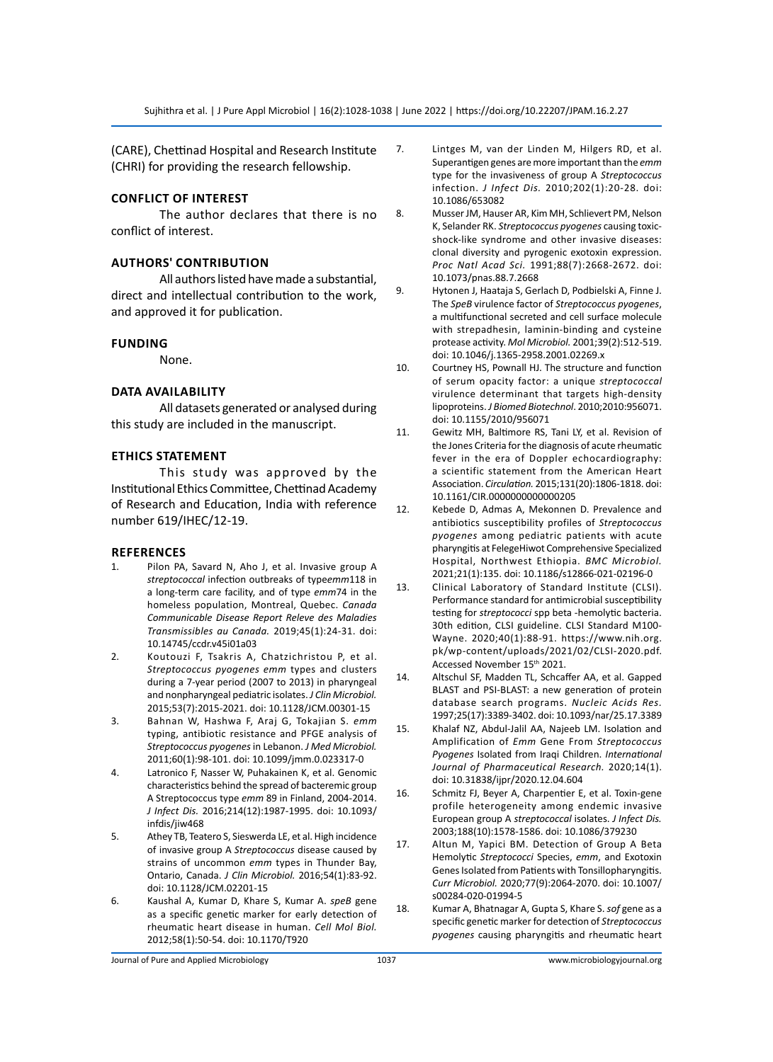(CARE), Chettinad Hospital and Research Institute (CHRI) for providing the research fellowship.

## CONFLICT OF INTEREST

The author declares that there is no conflict of interest.

## AUTHORS' CONTRIBUTION

All authors listed have made a substantial, direct and intellectual contribution to the work, and approved it for publication.

## FUNDING

None.

## DATA AVAILABILITY

All datasets generated or analysed during this study are included in the manuscript.

## ETHICS STATEMENT

This study was approved by the Institutional Ethics Committee, Chettinad Academy of Research and Education, India with reference number 619/IHEC/12-19.

## REFERENCES

1. Pilon PA, Savard N, Aho J, et al. Invasive group A *streptococcal* infection outbreaks of type*emm*118 in a long-term care facility, and of type *emm*74 in the homeless population, Montreal, Quebec. *Canada Communicable Disease Report Releve des Maladies Transmissibles au Canada.* 2019;45(1):24-31. doi: 10.14745/ccdr.v45i01a03
2. Koutouzi F, Tsakris A, Chatzichristou P, et al. *Streptococcus pyogenes emm* types and clusters during a 7-year period (2007 to 2013) in pharyngeal and nonpharyngeal pediatric isolates. *J Clin Microbiol.* 2015;53(7):2015-2021. doi: 10.1128/JCM.00301-15
3. Bahnan W, Hashwa F, Araj G, Tokajian S. *emm* typing, antibiotic resistance and PFGE analysis of *Streptococcus pyogenes* in Lebanon. *J Med Microbiol.* 2011;60(1):98-101. doi: 10.1099/jmm.0.023317-0
4. Latronico F, Nasser W, Puhakainen K, et al. Genomic characteristics behind the spread of bacteremic group A Streptococcus type *emm* 89 in Finland, 2004-2014. *J Infect Dis.* 2016;214(12):1987-1995. doi: 10.1093/infdis/jiw468
5. Athey TB, Teatero S, Sieswerda LE, et al. High incidence of invasive group A *Streptococcus* disease caused by strains of uncommon *emm* types in Thunder Bay, Ontario, Canada. *J Clin Microbiol.* 2016;54(1):83-92. doi: 10.1128/JCM.02201-15
6. Kaushal A, Kumar D, Khare S, Kumar A. *speB* gene as a specific genetic marker for early detection of rheumatic heart disease in human. *Cell Mol Biol.* 2012;58(1):50-54. doi: 10.1170/T920
7. Lintges M, van der Linden M, Hilgers RD, et al. Superantigen genes are more important than the *emm* type for the invasiveness of group A *Streptococcus* infection. *J Infect Dis.* 2010;202(1):20-28. doi: 10.1086/653082
8. Musser JM, Hauser AR, Kim MH, Schlievert PM, Nelson K, Selander RK. *Streptococcus pyogenes* causing toxic-shock-like syndrome and other invasive diseases: clonal diversity and pyrogenic exotoxin expression. *Proc Natl Acad Sci.* 1991;88(7):2668-2672. doi: 10.1073/pnas.88.7.2668
9. Hytonen J, Haataja S, Gerlach D, Podbielski A, Finne J. The *SpeB* virulence factor of *Streptococcus pyogenes*, a multifunctional secreted and cell surface molecule with strepadhesin, laminin-binding and cysteine protease activity. *Mol Microbiol.* 2001;39(2):512-519. doi: 10.1046/j.1365-2958.2001.02269.x
10. Courtney HS, Pownall HJ. The structure and function of serum opacity factor: a unique *streptococcal* virulence determinant that targets high-density lipoproteins. *J Biomed Biotechnol*. 2010;2010:956071. doi: 10.1155/2010/956071
11. Gewitz MH, Baltimore RS, Tani LY, et al. Revision of the Jones Criteria for the diagnosis of acute rheumatic fever in the era of Doppler echocardiography: a scientific statement from the American Heart Association. *Circulation.* 2015;131(20):1806-1818. doi: 10.1161/CIR.0000000000000205
12. Kebede D, Admas A, Mekonnen D. Prevalence and antibiotics susceptibility profiles of *Streptococcus pyogenes* among pediatric patients with acute pharyngitis at FelegeHiwot Comprehensive Specialized Hospital, Northwest Ethiopia. *BMC Microbiol.* 2021;21(1):135. doi: 10.1186/s12866-021-02196-0
13. Clinical Laboratory of Standard Institute (CLSI). Performance standard for antimicrobial susceptibility testing for *streptococci* spp beta -hemolytic bacteria. 30th edition, CLSI guideline. CLSI Standard M100-Wayne. 2020;40(1):88-91. https://www.nih.org.pk/wp-content/uploads/2021/02/CLSI-2020.pdf. Accessed November 15th 2021.
14. Altschul SF, Madden TL, Schcaffer AA, et al. Gapped BLAST and PSI-BLAST: a new generation of protein database search programs. *Nucleic Acids Res*. 1997;25(17):3389-3402. doi: 10.1093/nar/25.17.3389
15. Khalaf NZ, Abdul-Jalil AA, Najeeb LM. Isolation and Amplification of *Emm* Gene From *Streptococcus Pyogenes* Isolated from Iraqi Children. *International Journal of Pharmaceutical Research.* 2020;14(1). doi: 10.31838/ijpr/2020.12.04.604
16. Schmitz FJ, Beyer A, Charpentier E, et al. Toxin-gene profile heterogeneity among endemic invasive European group A *streptococcal* isolates. *J Infect Dis.* 2003;188(10):1578-1586. doi: 10.1086/379230
17. Altun M, Yapici BM. Detection of Group A Beta Hemolytic *Streptococci* Species, *emm*, and Exotoxin Genes Isolated from Patients with Tonsillopharyngitis. *Curr Microbiol.* 2020;77(9):2064-2070. doi: 10.1007/s00284-020-01994-5
18. Kumar A, Bhatnagar A, Gupta S, Khare S. *sof* gene as a specific genetic marker for detection of *Streptococcus pyogenes* causing pharyngitis and rheumatic heart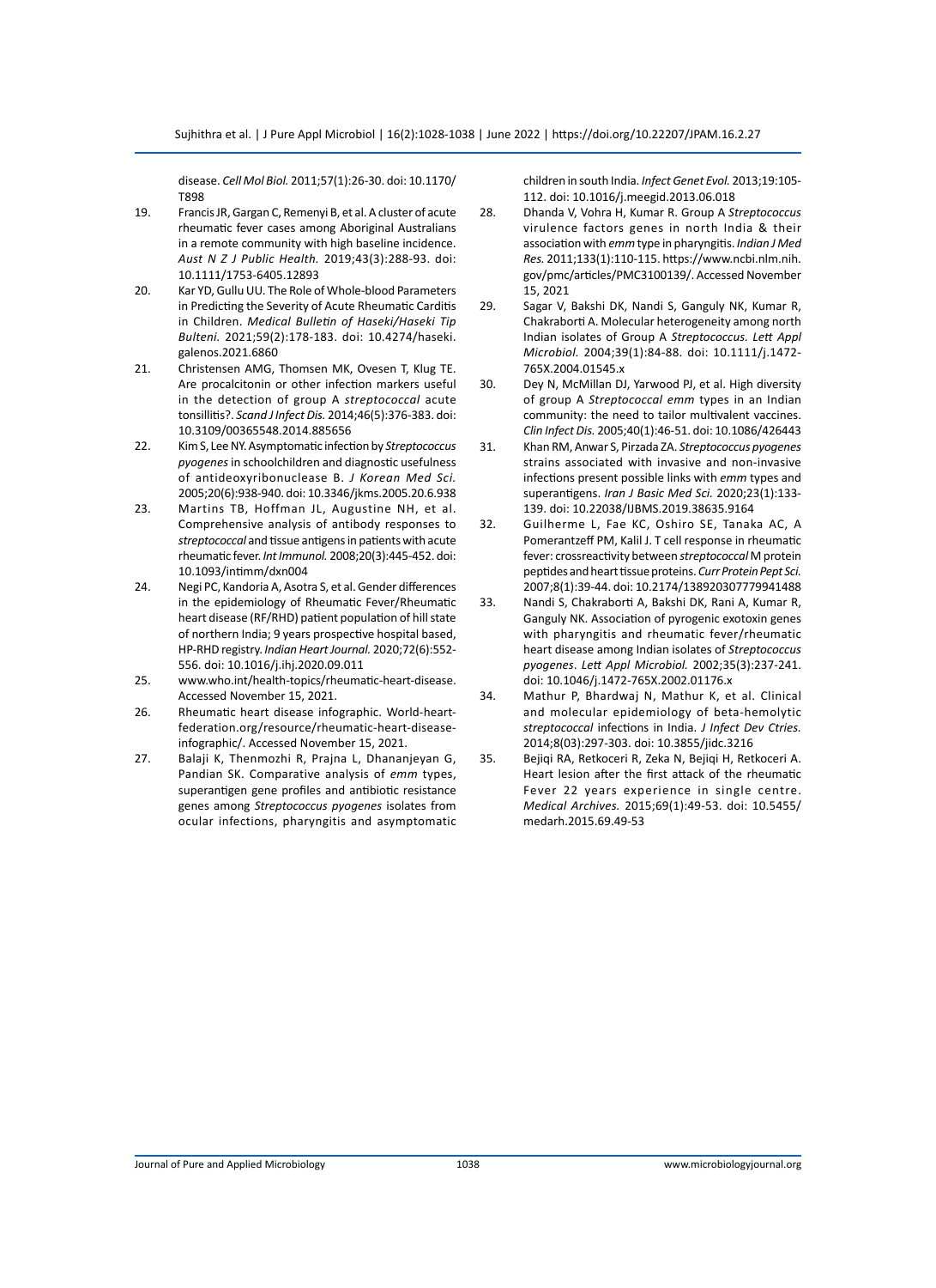disease. *Cell Mol Biol.* 2011;57(1):26-30. doi: 10.1170/T898

19. Francis JR, Gargan C, Remenyi B, et al. A cluster of acute rheumatic fever cases among Aboriginal Australians in a remote community with high baseline incidence. *Aust N Z J Public Health.* 2019;43(3):288-93. doi: 10.1111/1753-6405.12893
20. Kar YD, Gullu UU. The Role of Whole-blood Parameters in Predicting the Severity of Acute Rheumatic Carditis in Children. *Medical Bulletin of Haseki/Haseki Tip Bulteni.* 2021;59(2):178-183. doi: 10.4274/haseki.galenos.2021.6860
21. Christensen AMG, Thomsen MK, Ovesen T, Klug TE. Are procalcitonin or other infection markers useful in the detection of group A *streptococcal* acute tonsillitis?. *Scand J Infect Dis.* 2014;46(5):376-383. doi: 10.3109/00365548.2014.885656
22. Kim S, Lee NY. Asymptomatic infection by *Streptococcus pyogenes* in schoolchildren and diagnostic usefulness of antideoxyribonuclease B. *J Korean Med Sci.* 2005;20(6):938-940. doi: 10.3346/jkms.2005.20.6.938
23. Martins TB, Hoffman JL, Augustine NH, et al. Comprehensive analysis of antibody responses to *streptococcal* and tissue antigens in patients with acute rheumatic fever. *Int Immunol.* 2008;20(3):445-452. doi: 10.1093/intimm/dxn004
24. Negi PC, Kandoria A, Asotra S, et al. Gender differences in the epidemiology of Rheumatic Fever/Rheumatic heart disease (RF/RHD) patient population of hill state of northern India; 9 years prospective hospital based, HP-RHD registry. *Indian Heart Journal.* 2020;72(6):552-556. doi: 10.1016/j.ihj.2020.09.011
25. www.who.int/health-topics/rheumatic-heart-disease. Accessed November 15, 2021.
26. Rheumatic heart disease infographic. World-heart-federation.org/resource/rheumatic-heart-disease-infographic/. Accessed November 15, 2021.
27. Balaji K, Thenmozhi R, Prajna L, Dhananjeyan G, Pandian SK. Comparative analysis of *emm* types, superantigen gene profiles and antibiotic resistance genes among *Streptococcus pyogenes* isolates from ocular infections, pharyngitis and asymptomatic children in south India. *Infect Genet Evol.* 2013;19:105-112. doi: 10.1016/j.meegid.2013.06.018
28. Dhanda V, Vohra H, Kumar R. Group A *Streptococcus* virulence factors genes in north India & their association with *emm* type in pharyngitis. *Indian J Med Res.* 2011;133(1):110-115. https://www.ncbi.nlm.nih.gov/pmc/articles/PMC3100139/. Accessed November 15, 2021
29. Sagar V, Bakshi DK, Nandi S, Ganguly NK, Kumar R, Chakraborti A. Molecular heterogeneity among north Indian isolates of Group A *Streptococcus. Lett Appl Microbiol.* 2004;39(1):84-88. doi: 10.1111/j.1472-765X.2004.01545.x
30. Dey N, McMillan DJ, Yarwood PJ, et al. High diversity of group A *Streptococcal emm* types in an Indian community: the need to tailor multivalent vaccines. *Clin Infect Dis.* 2005;40(1):46-51. doi: 10.1086/426443
31. Khan RM, Anwar S, Pirzada ZA. *Streptococcus pyogenes* strains associated with invasive and non-invasive infections present possible links with *emm* types and superantigens. *Iran J Basic Med Sci.* 2020;23(1):133-139. doi: 10.22038/IJBMS.2019.38635.9164
32. Guilherme L, Fae KC, Oshiro SE, Tanaka AC, A Pomerantzeff PM, Kalil J. T cell response in rheumatic fever: crossreactivity between *streptococcal* M protein peptides and heart tissue proteins. *Curr Protein Pept Sci.* 2007;8(1):39-44. doi: 10.2174/138920307779941488
33. Nandi S, Chakraborti A, Bakshi DK, Rani A, Kumar R, Ganguly NK. Association of pyrogenic exotoxin genes with pharyngitis and rheumatic fever/rheumatic heart disease among Indian isolates of *Streptococcus pyogenes*. *Lett Appl Microbiol.* 2002;35(3):237-241. doi: 10.1046/j.1472-765X.2002.01176.x
34. Mathur P, Bhardwaj N, Mathur K, et al. Clinical and molecular epidemiology of beta-hemolytic *streptococcal* infections in India. *J Infect Dev Ctries.* 2014;8(03):297-303. doi: 10.3855/jidc.3216
35. Bejiqi RA, Retkoceri R, Zeka N, Bejiqi H, Retkoceri A. Heart lesion after the first attack of the rheumatic Fever 22 years experience in single centre. *Medical Archives.* 2015;69(1):49-53. doi: 10.5455/medarh.2015.69.49-53